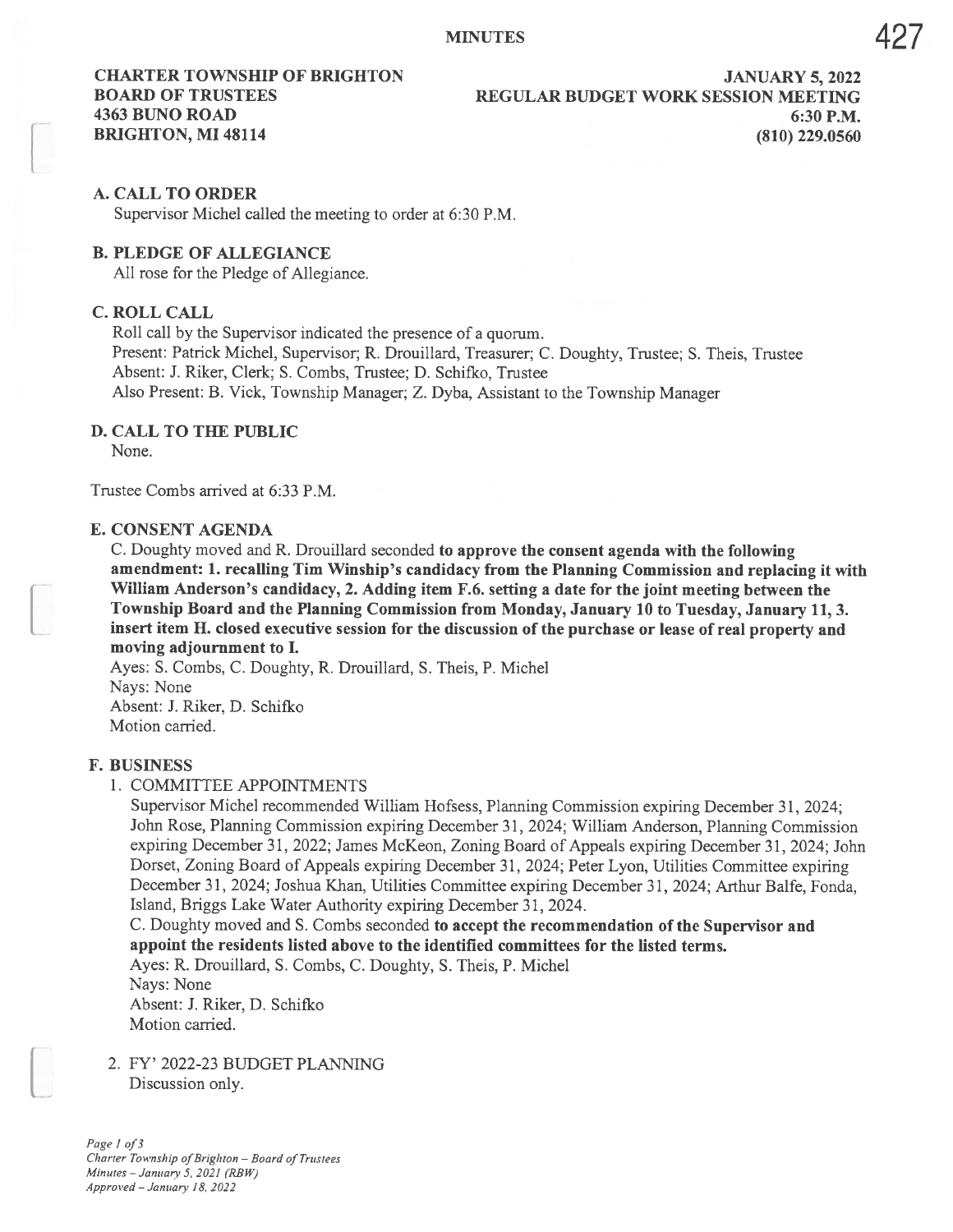# MINUTES

**CHARTER TOWNSHIP OF BRIGHTON**
**BOARD OF TRUSTEES**
**4363 BUNO ROAD**
**BRIGHTON, MI 48114**

**JANUARY 5, 2022**
**REGULAR BUDGET WORK SESSION MEETING**
**6:30 P.M.**
**(810) 229.0560**

## A. CALL TO ORDER

Supervisor Michel called the meeting to order at 6:30 P.M.

## B. PLEDGE OF ALLEGIANCE

All rose for the Pledge of Allegiance.

## C. ROLL CALL

Roll call by the Supervisor indicated the presence of a quorum.
Present: Patrick Michel, Supervisor; R. Drouillard, Treasurer; C. Doughty, Trustee; S. Theis, Trustee
Absent: J. Riker, Clerk; S. Combs, Trustee; D. Schifko, Trustee
Also Present: B. Vick, Township Manager; Z. Dyba, Assistant to the Township Manager

## D. CALL TO THE PUBLIC

None.

Trustee Combs arrived at 6:33 P.M.

## E. CONSENT AGENDA

C. Doughty moved and R. Drouillard seconded **to approve the consent agenda with the following amendment: 1. recalling Tim Winship's candidacy from the Planning Commission and replacing it with William Anderson's candidacy, 2. Adding item F.6. setting a date for the joint meeting between the Township Board and the Planning Commission from Monday, January 10 to Tuesday, January 11, 3. insert item H. closed executive session for the discussion of the purchase or lease of real property and moving adjournment to I.**
Ayes: S. Combs, C. Doughty, R. Drouillard, S. Theis, P. Michel
Nays: None
Absent: J. Riker, D. Schifko
Motion carried.

## F. BUSINESS

1. COMMITTEE APPOINTMENTS

   Supervisor Michel recommended William Hofsess, Planning Commission expiring December 31, 2024; John Rose, Planning Commission expiring December 31, 2024; William Anderson, Planning Commission expiring December 31, 2022; James McKeon, Zoning Board of Appeals expiring December 31, 2024; John Dorset, Zoning Board of Appeals expiring December 31, 2024; Peter Lyon, Utilities Committee expiring December 31, 2024; Joshua Khan, Utilities Committee expiring December 31, 2024; Arthur Balfe, Fonda, Island, Briggs Lake Water Authority expiring December 31, 2024.

   C. Doughty moved and S. Combs seconded **to accept the recommendation of the Supervisor and appoint the residents listed above to the identified committees for the listed terms.**
   Ayes: R. Drouillard, S. Combs, C. Doughty, S. Theis, P. Michel
   Nays: None
   Absent: J. Riker, D. Schifko
   Motion carried.

2. FY' 2022-23 BUDGET PLANNING

   Discussion only.

*Charter Township of Brighton – Board of Trustees*
*Minutes – January 5, 2021 (RBW)*
*Approved – January 18, 2022*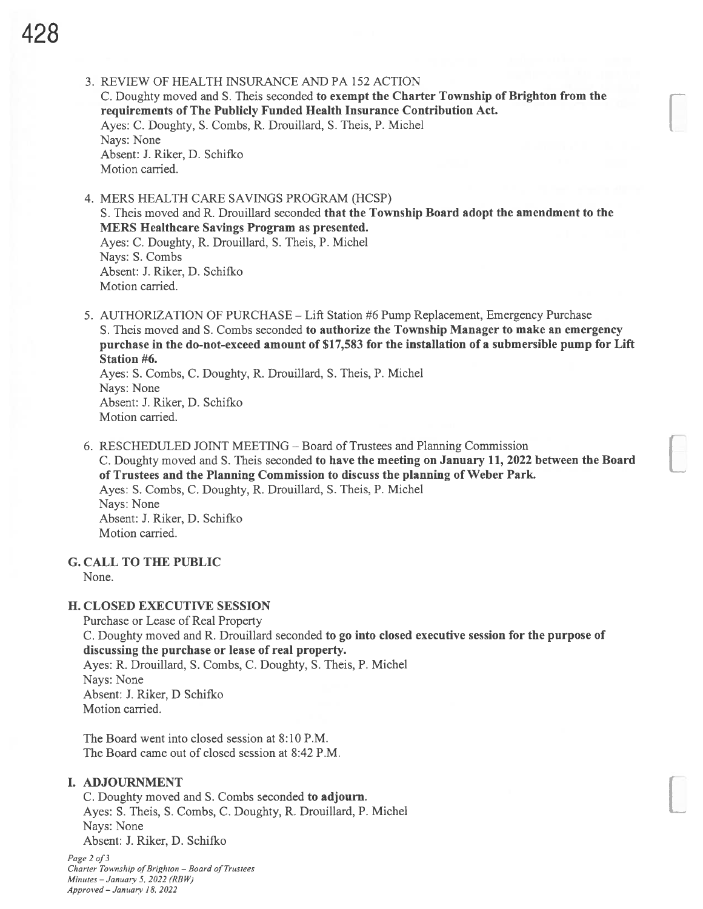3. REVIEW OF HEALTH INSURANCE AND PA 152 ACTION
   C. Doughty moved and S. Theis seconded **to exempt the Charter Township of Brighton from the requirements of The Publicly Funded Health Insurance Contribution Act.**
   Ayes: C. Doughty, S. Combs, R. Drouillard, S. Theis, P. Michel
   Nays: None
   Absent: J. Riker, D. Schifko
   Motion carried.

4. MERS HEALTH CARE SAVINGS PROGRAM (HCSP)
   S. Theis moved and R. Drouillard seconded **that the Township Board adopt the amendment to the MERS Healthcare Savings Program as presented.**
   Ayes: C. Doughty, R. Drouillard, S. Theis, P. Michel
   Nays: S. Combs
   Absent: J. Riker, D. Schifko
   Motion carried.

5. AUTHORIZATION OF PURCHASE – Lift Station #6 Pump Replacement, Emergency Purchase
   S. Theis moved and S. Combs seconded **to authorize the Township Manager to make an emergency purchase in the do-not-exceed amount of $17,583 for the installation of a submersible pump for Lift Station #6.**
   Ayes: S. Combs, C. Doughty, R. Drouillard, S. Theis, P. Michel
   Nays: None
   Absent: J. Riker, D. Schifko
   Motion carried.

6. RESCHEDULED JOINT MEETING – Board of Trustees and Planning Commission
   C. Doughty moved and S. Theis seconded **to have the meeting on January 11, 2022 between the Board of Trustees and the Planning Commission to discuss the planning of Weber Park.**
   Ayes: S. Combs, C. Doughty, R. Drouillard, S. Theis, P. Michel
   Nays: None
   Absent: J. Riker, D. Schifko
   Motion carried.

## G. CALL TO THE PUBLIC

None.

## H. CLOSED EXECUTIVE SESSION

Purchase or Lease of Real Property
C. Doughty moved and R. Drouillard seconded **to go into closed executive session for the purpose of discussing the purchase or lease of real property.**
Ayes: R. Drouillard, S. Combs, C. Doughty, S. Theis, P. Michel
Nays: None
Absent: J. Riker, D Schifko
Motion carried.

The Board went into closed session at 8:10 P.M.
The Board came out of closed session at 8:42 P.M.

## I. ADJOURNMENT

C. Doughty moved and S. Combs seconded **to adjourn.**
Ayes: S. Theis, S. Combs, C. Doughty, R. Drouillard, P. Michel
Nays: None
Absent: J. Riker, D. Schifko

*Charter Township of Brighton – Board of Trustees*
*Minutes – January 5, 2022 (RBW)*
*Approved – January 18, 2022*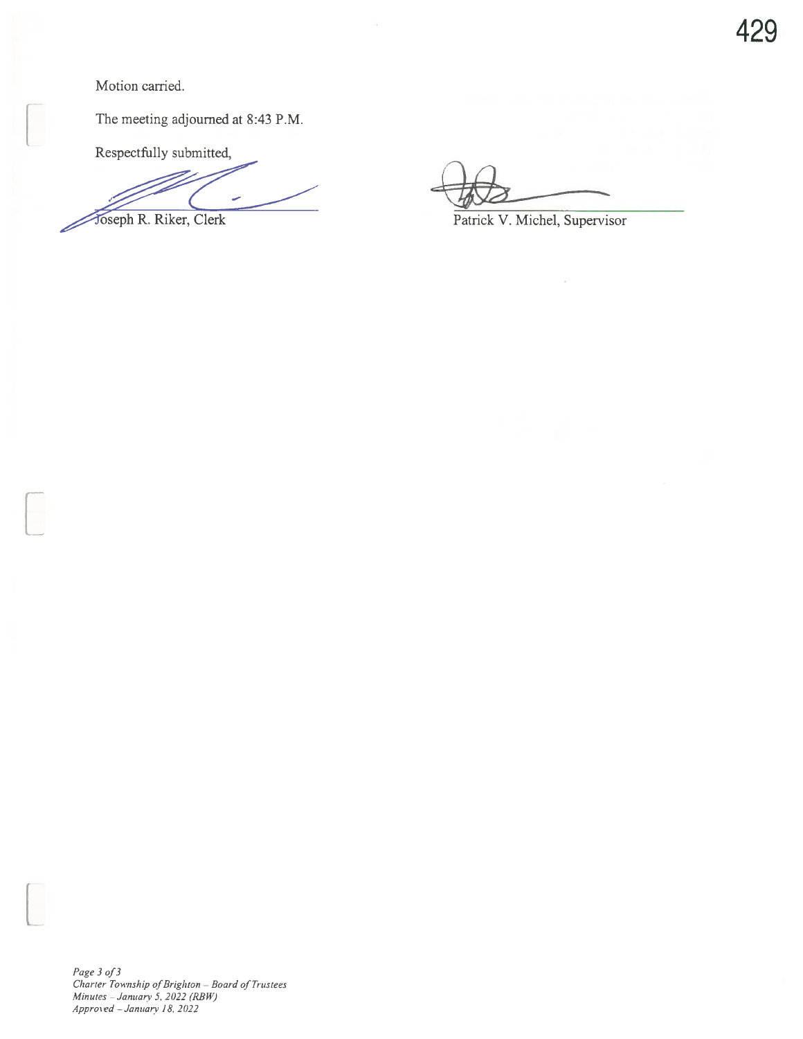Motion carried.

The meeting adjourned at 8:43 P.M.

Respectfully submitted,

Joseph R. Riker, Clerk

Patrick V. Michel, Supervisor

*Charter Township of Brighton – Board of Trustees*
*Minutes – January 5, 2022 (RBW)*
*Approved – January 18, 2022*